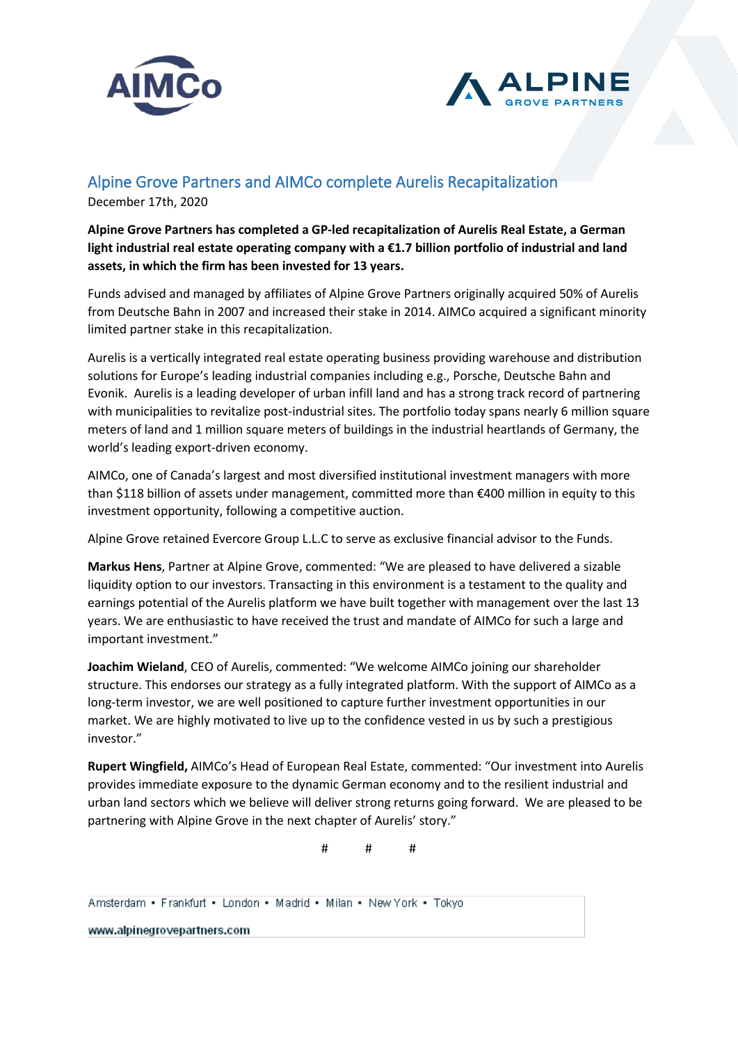AIMCo

ALPINE GROVE PARTNERS

# Alpine Grove Partners and AIMCo complete Aurelis Recapitalization

December 17th, 2020

**Alpine Grove Partners has completed a GP-led recapitalization of Aurelis Real Estate, a German light industrial real estate operating company with a €1.7 billion portfolio of industrial and land assets, in which the firm has been invested for 13 years.**

Funds advised and managed by affiliates of Alpine Grove Partners originally acquired 50% of Aurelis from Deutsche Bahn in 2007 and increased their stake in 2014. AIMCo acquired a significant minority limited partner stake in this recapitalization.

Aurelis is a vertically integrated real estate operating business providing warehouse and distribution solutions for Europe's leading industrial companies including e.g., Porsche, Deutsche Bahn and Evonik. Aurelis is a leading developer of urban infill land and has a strong track record of partnering with municipalities to revitalize post-industrial sites. The portfolio today spans nearly 6 million square meters of land and 1 million square meters of buildings in the industrial heartlands of Germany, the world's leading export-driven economy.

AIMCo, one of Canada's largest and most diversified institutional investment managers with more than $118 billion of assets under management, committed more than €400 million in equity to this investment opportunity, following a competitive auction.

Alpine Grove retained Evercore Group L.L.C to serve as exclusive financial advisor to the Funds.

**Markus Hens**, Partner at Alpine Grove, commented: "We are pleased to have delivered a sizable liquidity option to our investors. Transacting in this environment is a testament to the quality and earnings potential of the Aurelis platform we have built together with management over the last 13 years. We are enthusiastic to have received the trust and mandate of AIMCo for such a large and important investment."

**Joachim Wieland**, CEO of Aurelis, commented: "We welcome AIMCo joining our shareholder structure. This endorses our strategy as a fully integrated platform. With the support of AIMCo as a long-term investor, we are well positioned to capture further investment opportunities in our market. We are highly motivated to live up to the confidence vested in us by such a prestigious investor."

**Rupert Wingfield,** AIMCo's Head of European Real Estate, commented: "Our investment into Aurelis provides immediate exposure to the dynamic German economy and to the resilient industrial and urban land sectors which we believe will deliver strong returns going forward. We are pleased to be partnering with Alpine Grove in the next chapter of Aurelis' story."

# # #

Amsterdam ▪ Frankfurt ▪ London ▪ Madrid ▪ Milan ▪ New York ▪ Tokyo

www.alpinegrovepartners.com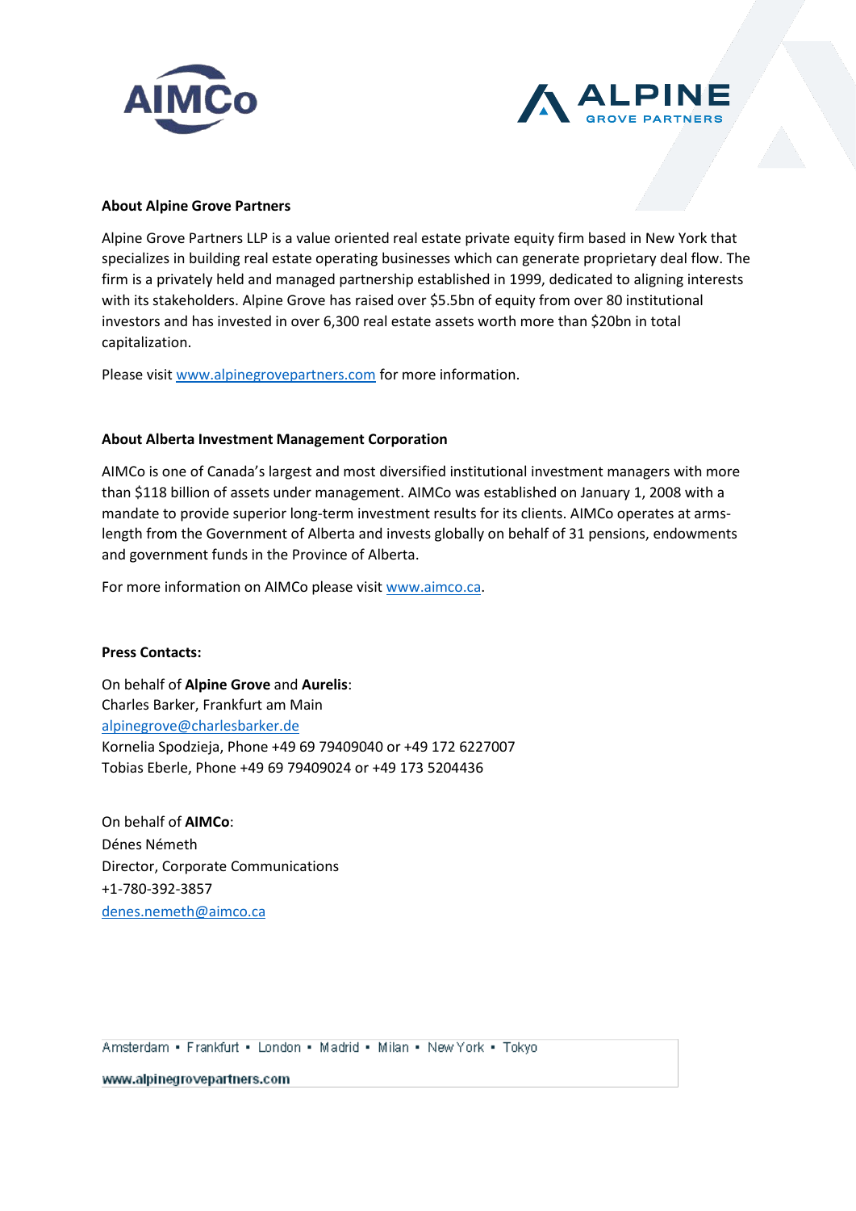**About Alpine Grove Partners**

Alpine Grove Partners LLP is a value oriented real estate private equity firm based in New York that specializes in building real estate operating businesses which can generate proprietary deal flow. The firm is a privately held and managed partnership established in 1999, dedicated to aligning interests with its stakeholders. Alpine Grove has raised over $5.5bn of equity from over 80 institutional investors and has invested in over 6,300 real estate assets worth more than $20bn in total capitalization.

Please visit www.alpinegrovepartners.com for more information.

**About Alberta Investment Management Corporation**

AIMCo is one of Canada's largest and most diversified institutional investment managers with more than $118 billion of assets under management. AIMCo was established on January 1, 2008 with a mandate to provide superior long-term investment results for its clients. AIMCo operates at arms-length from the Government of Alberta and invests globally on behalf of 31 pensions, endowments and government funds in the Province of Alberta.

For more information on AIMCo please visit www.aimco.ca.

**Press Contacts:**

On behalf of **Alpine Grove** and **Aurelis**:
Charles Barker, Frankfurt am Main
alpinegrove@charlesbarker.de
Kornelia Spodzieja, Phone +49 69 79409040 or +49 172 6227007
Tobias Eberle, Phone +49 69 79409024 or +49 173 5204436

On behalf of **AIMCo**:
Dénes Németh
Director, Corporate Communications
+1-780-392-3857
denes.nemeth@aimco.ca

Amsterdam ▪ Frankfurt ▪ London ▪ Madrid ▪ Milan ▪ New York ▪ Tokyo

www.alpinegrovepartners.com